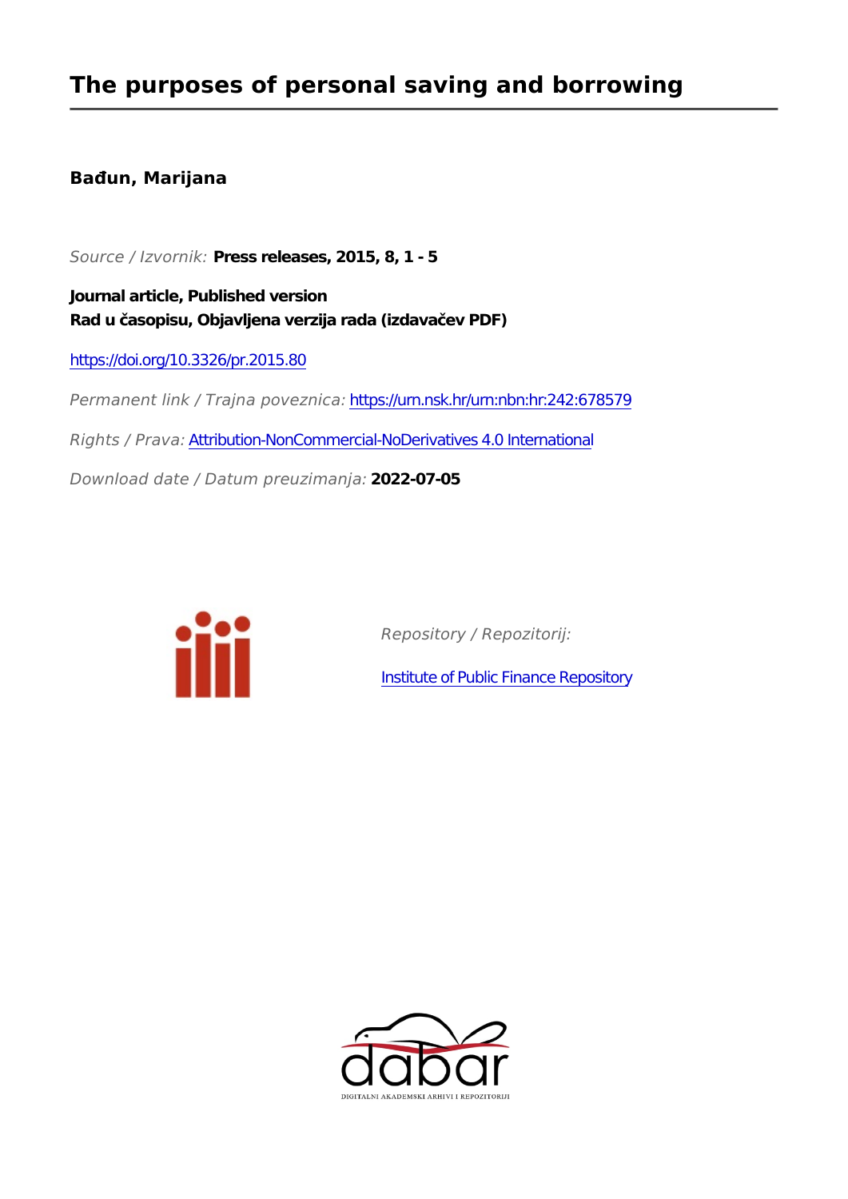# The purposes of personal saving and borrowing

**Bađun, Marijana**

*Source / Izvornik:* **Press releases, 2015, 8, 1 - 5**

**Journal article, Published version**
**Rad u časopisu, Objavljena verzija rada (izdavačev PDF)**

https://doi.org/10.3326/pr.2015.80

*Permanent link / Trajna poveznica:* https://urn.nsk.hr/urn:nbn:hr:242:678579

*Rights / Prava:* Attribution-NonCommercial-NoDerivatives 4.0 International

*Download date / Datum preuzimanja:* **2022-07-05**

*Repository / Repozitorij:*

Institute of Public Finance Repository

DIGITALNI AKADEMSKI ARHIVI I REPOZITORIJI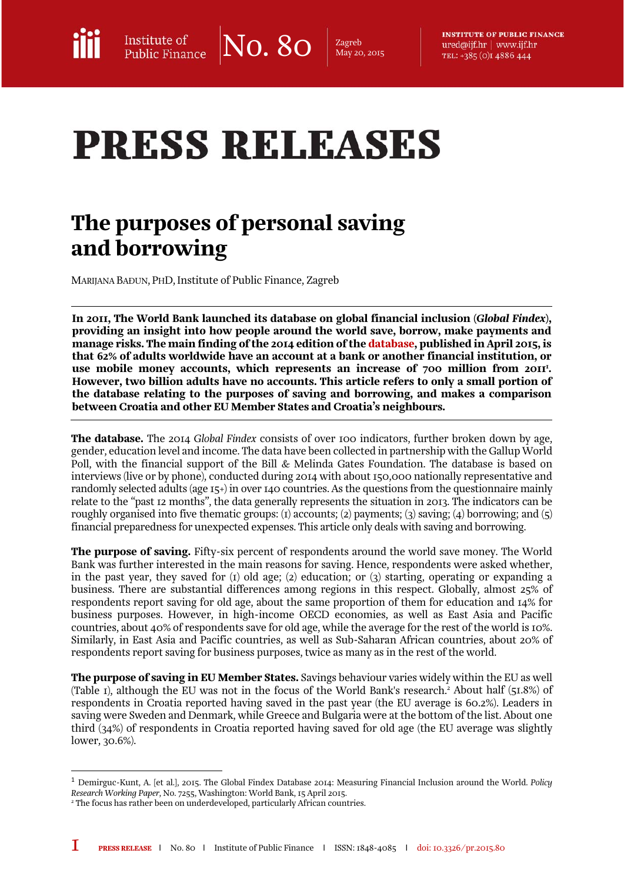# PRESS RELEASES

## The purposes of personal saving and borrowing

MARIJANA BADUN, PHD, Institute of Public Finance, Zagreb

**In 2011, The World Bank launched its database on global financial inclusion (*Global Findex*), providing an insight into how people around the world save, borrow, make payments and manage risks. The main finding of the 2014 edition of the database, published in April 2015, is that 62% of adults worldwide have an account at a bank or another financial institution, or use mobile money accounts, which represents an increase of 700 million from 2011[1]. However, two billion adults have no accounts. This article refers to only a small portion of the database relating to the purposes of saving and borrowing, and makes a comparison between Croatia and other EU Member States and Croatia's neighbours.**

**The database.** The 2014 *Global Findex* consists of over 100 indicators, further broken down by age, gender, education level and income. The data have been collected in partnership with the Gallup World Poll, with the financial support of the Bill & Melinda Gates Foundation. The database is based on interviews (live or by phone), conducted during 2014 with about 150,000 nationally representative and randomly selected adults (age 15+) in over 140 countries. As the questions from the questionnaire mainly relate to the "past 12 months", the data generally represents the situation in 2013. The indicators can be roughly organised into five thematic groups: (1) accounts; (2) payments; (3) saving; (4) borrowing; and (5) financial preparedness for unexpected expenses. This article only deals with saving and borrowing.

**The purpose of saving.** Fifty-six percent of respondents around the world save money. The World Bank was further interested in the main reasons for saving. Hence, respondents were asked whether, in the past year, they saved for (1) old age; (2) education; or (3) starting, operating or expanding a business. There are substantial differences among regions in this respect. Globally, almost 25% of respondents report saving for old age, about the same proportion of them for education and 14% for business purposes. However, in high-income OECD economies, as well as East Asia and Pacific countries, about 40% of respondents save for old age, while the average for the rest of the world is 10%. Similarly, in East Asia and Pacific countries, as well as Sub-Saharan African countries, about 20% of respondents report saving for business purposes, twice as many as in the rest of the world.

**The purpose of saving in EU Member States.** Savings behaviour varies widely within the EU as well (Table 1), although the EU was not in the focus of the World Bank's research.[2] About half (51.8%) of respondents in Croatia reported having saved in the past year (the EU average is 60.2%). Leaders in saving were Sweden and Denmark, while Greece and Bulgaria were at the bottom of the list. About one third (34%) of respondents in Croatia reported having saved for old age (the EU average was slightly lower, 30.6%).

---

[1] Demirguc-Kunt, A. [et al.], 2015. The Global Findex Database 2014: Measuring Financial Inclusion around the World. *Policy Research Working Paper*, No. 7255, Washington: World Bank, 15 April 2015.

[2] The focus has rather been on underdeveloped, particularly African countries.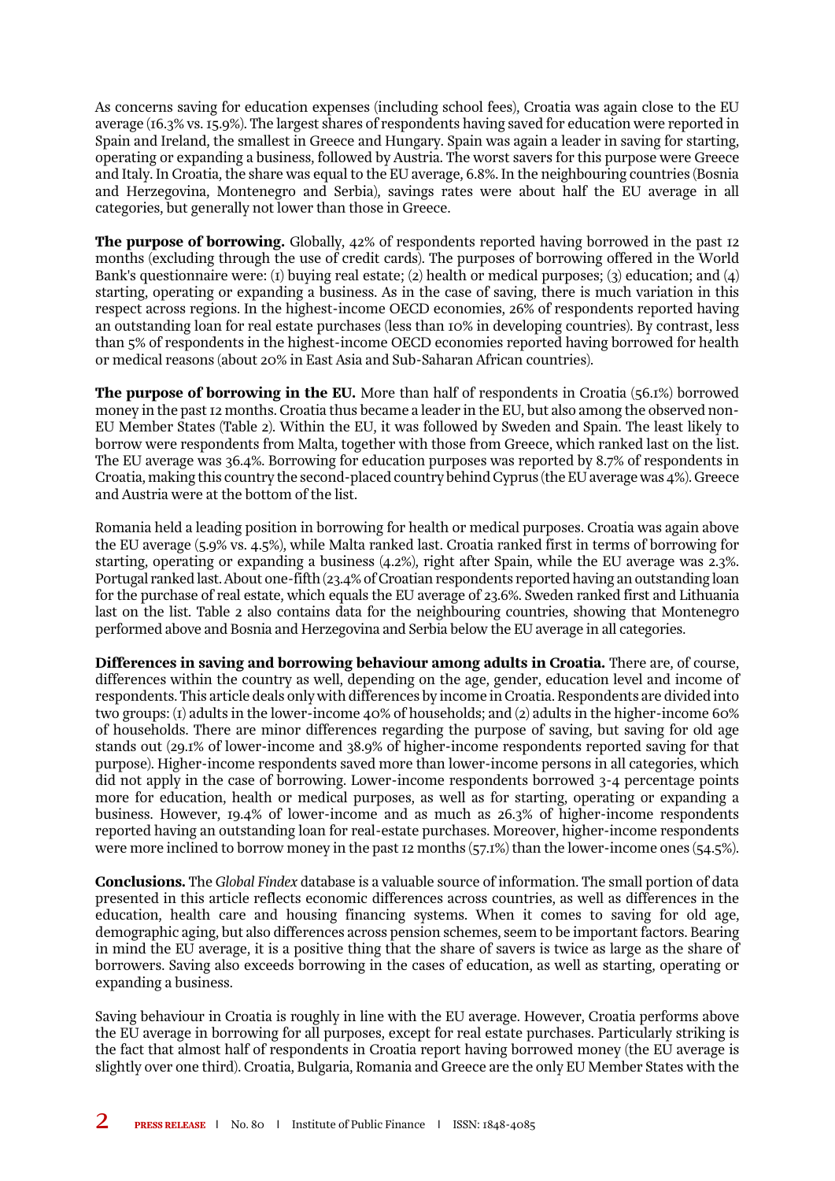As concerns saving for education expenses (including school fees), Croatia was again close to the EU average (16.3% vs. 15.9%). The largest shares of respondents having saved for education were reported in Spain and Ireland, the smallest in Greece and Hungary. Spain was again a leader in saving for starting, operating or expanding a business, followed by Austria. The worst savers for this purpose were Greece and Italy. In Croatia, the share was equal to the EU average, 6.8%. In the neighbouring countries (Bosnia and Herzegovina, Montenegro and Serbia), savings rates were about half the EU average in all categories, but generally not lower than those in Greece.

**The purpose of borrowing.** Globally, 42% of respondents reported having borrowed in the past 12 months (excluding through the use of credit cards). The purposes of borrowing offered in the World Bank's questionnaire were: (1) buying real estate; (2) health or medical purposes; (3) education; and (4) starting, operating or expanding a business. As in the case of saving, there is much variation in this respect across regions. In the highest-income OECD economies, 26% of respondents reported having an outstanding loan for real estate purchases (less than 10% in developing countries). By contrast, less than 5% of respondents in the highest-income OECD economies reported having borrowed for health or medical reasons (about 20% in East Asia and Sub-Saharan African countries).

**The purpose of borrowing in the EU.** More than half of respondents in Croatia (56.1%) borrowed money in the past 12 months. Croatia thus became a leader in the EU, but also among the observed non-EU Member States (Table 2). Within the EU, it was followed by Sweden and Spain. The least likely to borrow were respondents from Malta, together with those from Greece, which ranked last on the list. The EU average was 36.4%. Borrowing for education purposes was reported by 8.7% of respondents in Croatia, making this country the second-placed country behind Cyprus (the EU average was 4%). Greece and Austria were at the bottom of the list.

Romania held a leading position in borrowing for health or medical purposes. Croatia was again above the EU average (5.9% vs. 4.5%), while Malta ranked last. Croatia ranked first in terms of borrowing for starting, operating or expanding a business (4.2%), right after Spain, while the EU average was 2.3%. Portugal ranked last. About one-fifth (23.4% of Croatian respondents reported having an outstanding loan for the purchase of real estate, which equals the EU average of 23.6%. Sweden ranked first and Lithuania last on the list. Table 2 also contains data for the neighbouring countries, showing that Montenegro performed above and Bosnia and Herzegovina and Serbia below the EU average in all categories.

**Differences in saving and borrowing behaviour among adults in Croatia.** There are, of course, differences within the country as well, depending on the age, gender, education level and income of respondents. This article deals only with differences by income in Croatia. Respondents are divided into two groups: (1) adults in the lower-income 40% of households; and (2) adults in the higher-income 60% of households. There are minor differences regarding the purpose of saving, but saving for old age stands out (29.1% of lower-income and 38.9% of higher-income respondents reported saving for that purpose). Higher-income respondents saved more than lower-income persons in all categories, which did not apply in the case of borrowing. Lower-income respondents borrowed 3-4 percentage points more for education, health or medical purposes, as well as for starting, operating or expanding a business. However, 19.4% of lower-income and as much as 26.3% of higher-income respondents reported having an outstanding loan for real-estate purchases. Moreover, higher-income respondents were more inclined to borrow money in the past 12 months (57.1%) than the lower-income ones (54.5%).

**Conclusions.** The *Global Findex* database is a valuable source of information. The small portion of data presented in this article reflects economic differences across countries, as well as differences in the education, health care and housing financing systems. When it comes to saving for old age, demographic aging, but also differences across pension schemes, seem to be important factors. Bearing in mind the EU average, it is a positive thing that the share of savers is twice as large as the share of borrowers. Saving also exceeds borrowing in the cases of education, as well as starting, operating or expanding a business.

Saving behaviour in Croatia is roughly in line with the EU average. However, Croatia performs above the EU average in borrowing for all purposes, except for real estate purchases. Particularly striking is the fact that almost half of respondents in Croatia report having borrowed money (the EU average is slightly over one third). Croatia, Bulgaria, Romania and Greece are the only EU Member States with the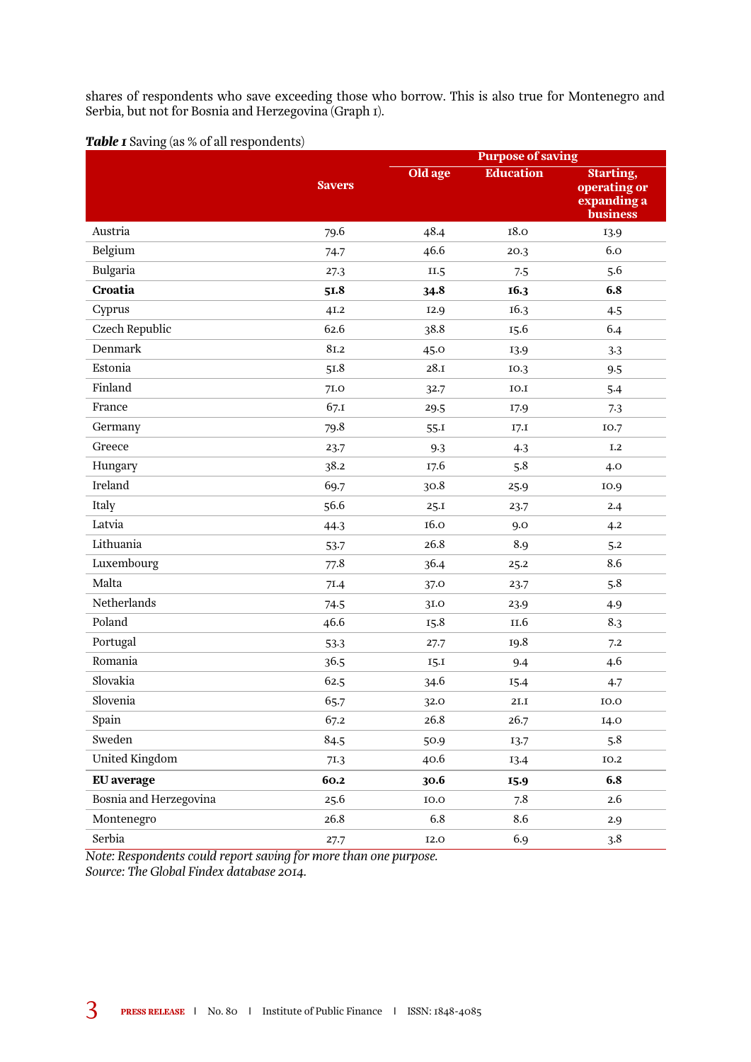shares of respondents who save exceeding those who borrow. This is also true for Montenegro and Serbia, but not for Bosnia and Herzegovina (Graph 1).

***Table 1*** Saving (as % of all respondents)

| | Savers | Purpose of saving | | |
|---|---|---|---|---|
| | | Old age | Education | Starting, operating or expanding a business |
| Austria | 79.6 | 48.4 | 18.0 | 13.9 |
| Belgium | 74.7 | 46.6 | 20.3 | 6.0 |
| Bulgaria | 27.3 | 11.5 | 7.5 | 5.6 |
| **Croatia** | **51.8** | **34.8** | **16.3** | **6.8** |
| Cyprus | 41.2 | 12.9 | 16.3 | 4.5 |
| Czech Republic | 62.6 | 38.8 | 15.6 | 6.4 |
| Denmark | 81.2 | 45.0 | 13.9 | 3.3 |
| Estonia | 51.8 | 28.1 | 10.3 | 9.5 |
| Finland | 71.0 | 32.7 | 10.1 | 5.4 |
| France | 67.1 | 29.5 | 17.9 | 7.3 |
| Germany | 79.8 | 55.1 | 17.1 | 10.7 |
| Greece | 23.7 | 9.3 | 4.3 | 1.2 |
| Hungary | 38.2 | 17.6 | 5.8 | 4.0 |
| Ireland | 69.7 | 30.8 | 25.9 | 10.9 |
| Italy | 56.6 | 25.1 | 23.7 | 2.4 |
| Latvia | 44.3 | 16.0 | 9.0 | 4.2 |
| Lithuania | 53.7 | 26.8 | 8.9 | 5.2 |
| Luxembourg | 77.8 | 36.4 | 25.2 | 8.6 |
| Malta | 71.4 | 37.0 | 23.7 | 5.8 |
| Netherlands | 74.5 | 31.0 | 23.9 | 4.9 |
| Poland | 46.6 | 15.8 | 11.6 | 8.3 |
| Portugal | 53.3 | 27.7 | 19.8 | 7.2 |
| Romania | 36.5 | 15.1 | 9.4 | 4.6 |
| Slovakia | 62.5 | 34.6 | 15.4 | 4.7 |
| Slovenia | 65.7 | 32.0 | 21.1 | 10.0 |
| Spain | 67.2 | 26.8 | 26.7 | 14.0 |
| Sweden | 84.5 | 50.9 | 13.7 | 5.8 |
| United Kingdom | 71.3 | 40.6 | 13.4 | 10.2 |
| **EU average** | **60.2** | **30.6** | **15.9** | **6.8** |
| Bosnia and Herzegovina | 25.6 | 10.0 | 7.8 | 2.6 |
| Montenegro | 26.8 | 6.8 | 8.6 | 2.9 |
| Serbia | 27.7 | 12.0 | 6.9 | 3.8 |

*Note: Respondents could report saving for more than one purpose.*
*Source: The Global Findex database 2014.*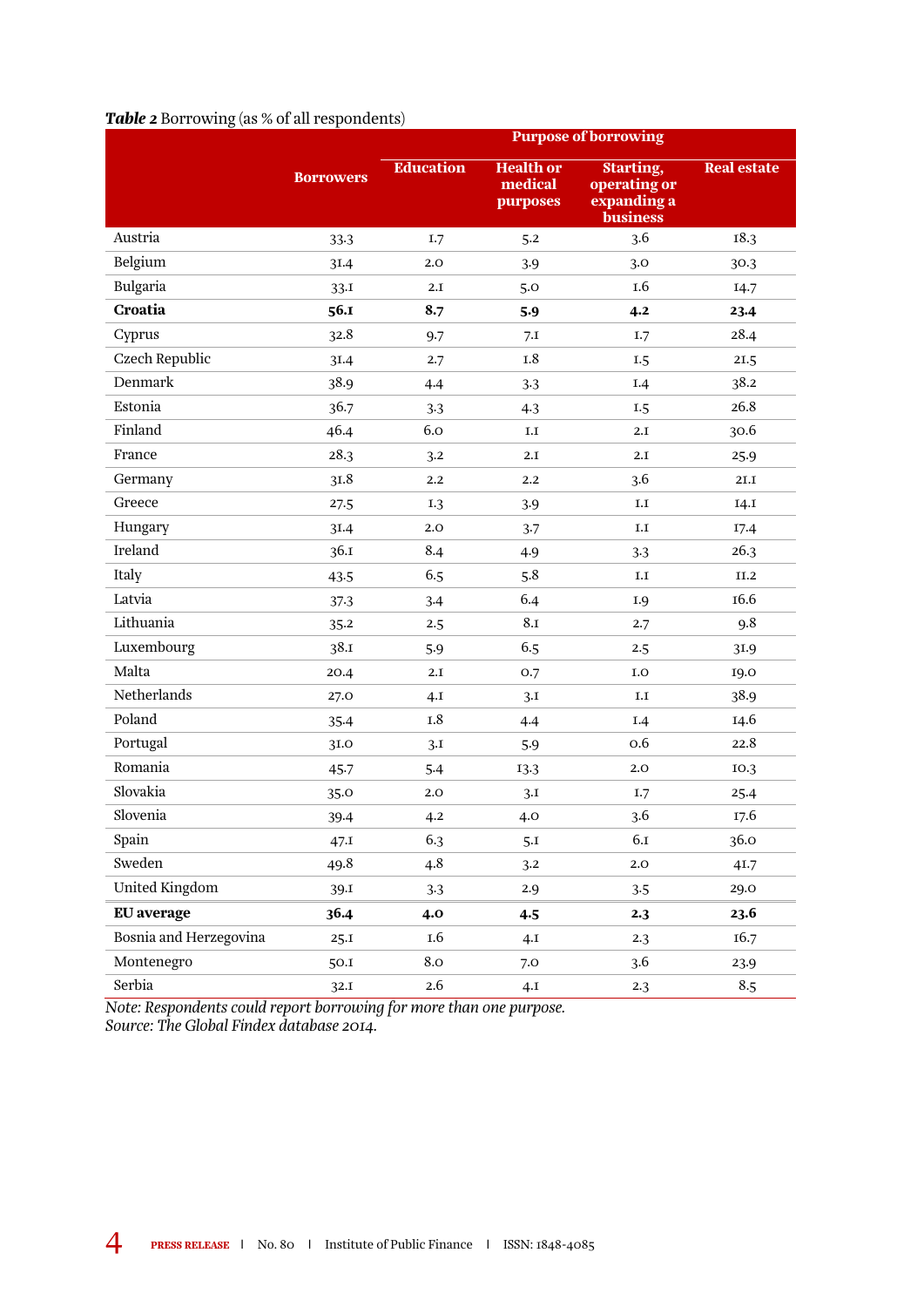***Table 2*** Borrowing (as % of all respondents)

| | Borrowers | Purpose of borrowing | | | |
|---|---|---|---|---|---|
| | | Education | Health or medical purposes | Starting, operating or expanding a business | Real estate |
| Austria | 33.3 | 1.7 | 5.2 | 3.6 | 18.3 |
| Belgium | 31.4 | 2.0 | 3.9 | 3.0 | 30.3 |
| Bulgaria | 33.1 | 2.1 | 5.0 | 1.6 | 14.7 |
| **Croatia** | **56.1** | **8.7** | **5.9** | **4.2** | **23.4** |
| Cyprus | 32.8 | 9.7 | 7.1 | 1.7 | 28.4 |
| Czech Republic | 31.4 | 2.7 | 1.8 | 1.5 | 21.5 |
| Denmark | 38.9 | 4.4 | 3.3 | 1.4 | 38.2 |
| Estonia | 36.7 | 3.3 | 4.3 | 1.5 | 26.8 |
| Finland | 46.4 | 6.0 | 1.1 | 2.1 | 30.6 |
| France | 28.3 | 3.2 | 2.1 | 2.1 | 25.9 |
| Germany | 31.8 | 2.2 | 2.2 | 3.6 | 21.1 |
| Greece | 27.5 | 1.3 | 3.9 | 1.1 | 14.1 |
| Hungary | 31.4 | 2.0 | 3.7 | 1.1 | 17.4 |
| Ireland | 36.1 | 8.4 | 4.9 | 3.3 | 26.3 |
| Italy | 43.5 | 6.5 | 5.8 | 1.1 | 11.2 |
| Latvia | 37.3 | 3.4 | 6.4 | 1.9 | 16.6 |
| Lithuania | 35.2 | 2.5 | 8.1 | 2.7 | 9.8 |
| Luxembourg | 38.1 | 5.9 | 6.5 | 2.5 | 31.9 |
| Malta | 20.4 | 2.1 | 0.7 | 1.0 | 19.0 |
| Netherlands | 27.0 | 4.1 | 3.1 | 1.1 | 38.9 |
| Poland | 35.4 | 1.8 | 4.4 | 1.4 | 14.6 |
| Portugal | 31.0 | 3.1 | 5.9 | 0.6 | 22.8 |
| Romania | 45.7 | 5.4 | 13.3 | 2.0 | 10.3 |
| Slovakia | 35.0 | 2.0 | 3.1 | 1.7 | 25.4 |
| Slovenia | 39.4 | 4.2 | 4.0 | 3.6 | 17.6 |
| Spain | 47.1 | 6.3 | 5.1 | 6.1 | 36.0 |
| Sweden | 49.8 | 4.8 | 3.2 | 2.0 | 41.7 |
| United Kingdom | 39.1 | 3.3 | 2.9 | 3.5 | 29.0 |
| **EU average** | **36.4** | **4.0** | **4.5** | **2.3** | **23.6** |
| Bosnia and Herzegovina | 25.1 | 1.6 | 4.1 | 2.3 | 16.7 |
| Montenegro | 50.1 | 8.0 | 7.0 | 3.6 | 23.9 |
| Serbia | 32.1 | 2.6 | 4.1 | 2.3 | 8.5 |

*Note: Respondents could report borrowing for more than one purpose.*
*Source: The Global Findex database 2014.*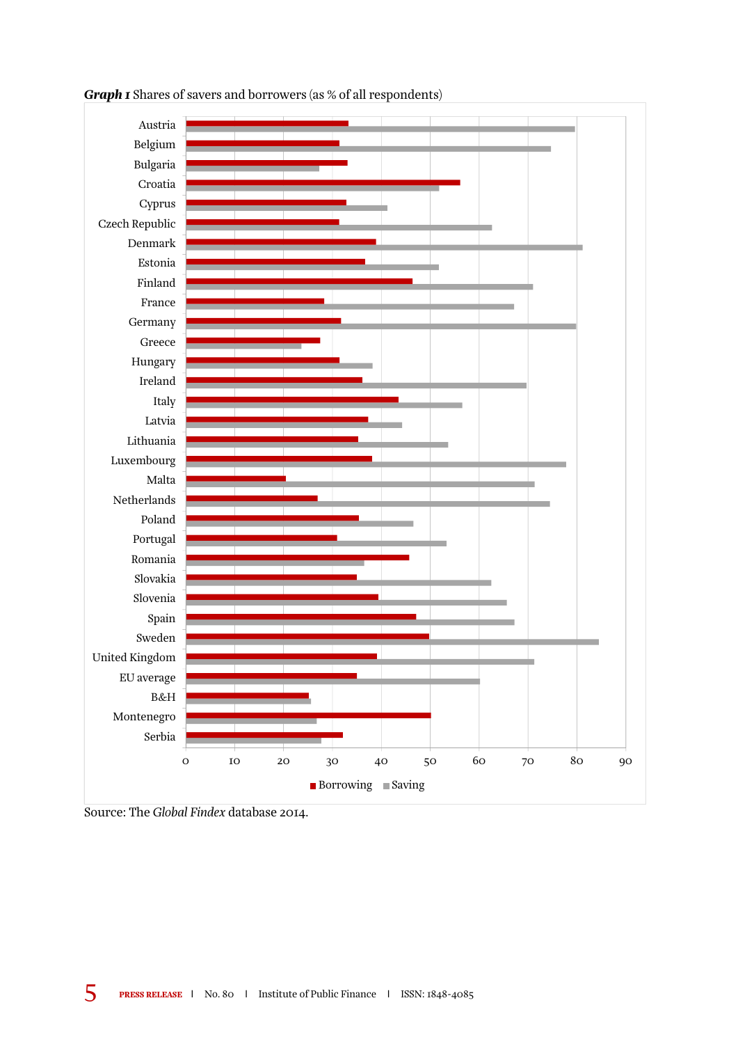***Graph 1*** Shares of savers and borrowers (as % of all respondents)

Austria
Belgium
Bulgaria
Croatia
Cyprus
Czech Republic
Denmark
Estonia
Finland
France
Germany
Greece
Hungary
Ireland
Italy
Latvia
Lithuania
Luxembourg
Malta
Netherlands
Poland
Portugal
Romania
Slovakia
Slovenia
Spain
Sweden
United Kingdom
EU average
B&H
Montenegro
Serbia

0 10 20 30 40 50 60 70 80 90

Borrowing Saving

Source: The *Global Findex* database 2014.